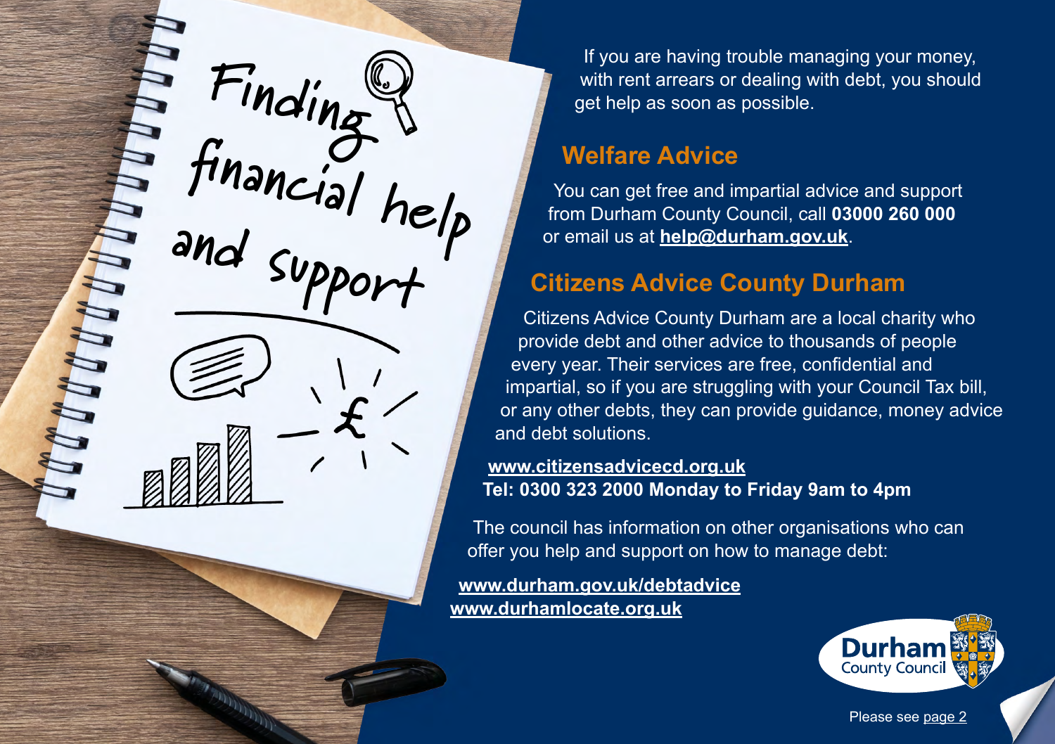# Finding financial help and support

If you are having trouble managing your money, with rent arrears or dealing with debt, you should get help as soon as possible.

## Welfare Advice

You can get free and impartial advice and support from Durham County Council, call **03000 260 000** or email us at **help@durham.gov.uk**.

## Citizens Advice County Durham

Citizens Advice County Durham are a local charity who provide debt and other advice to thousands of people every year. Their services are free, confidential and impartial, so if you are struggling with your Council Tax bill, or any other debts, they can provide guidance, money advice and debt solutions.

**www.citizensadvicecd.org.uk**
**Tel: 0300 323 2000 Monday to Friday 9am to 4pm**

The council has information on other organisations who can offer you help and support on how to manage debt:

**www.durham.gov.uk/debtadvice**
**www.durhamlocate.org.uk**

Durham County Council

Please see page 2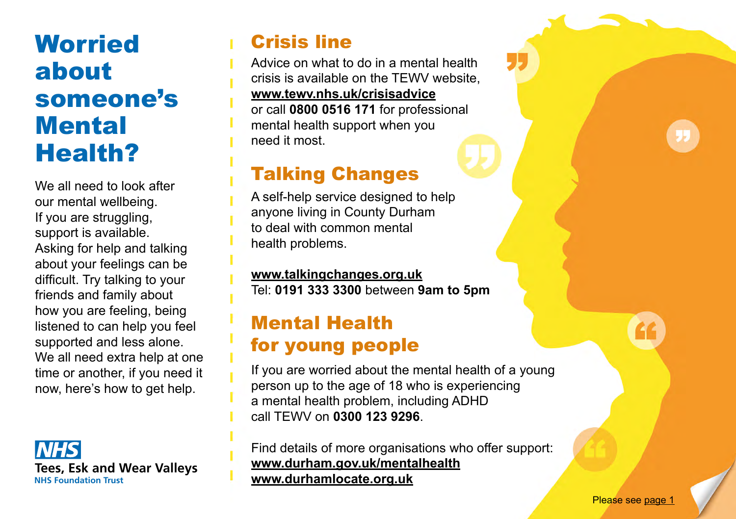# Worried about someone's Mental Health?

We all need to look after our mental wellbeing. If you are struggling, support is available. Asking for help and talking about your feelings can be difficult. Try talking to your friends and family about how you are feeling, being listened to can help you feel supported and less alone. We all need extra help at one time or another, if you need it now, here's how to get help.

NHS
Tees, Esk and Wear Valleys
NHS Foundation Trust

## Crisis line

Advice on what to do in a mental health crisis is available on the TEWV website, **www.tewv.nhs.uk/crisisadvice** or call **0800 0516 171** for professional mental health support when you need it most.

## Talking Changes

A self-help service designed to help anyone living in County Durham to deal with common mental health problems.

**www.talkingchanges.org.uk**
Tel: **0191 333 3300** between **9am to 5pm**

## Mental Health for young people

If you are worried about the mental health of a young person up to the age of 18 who is experiencing a mental health problem, including ADHD call TEWV on **0300 123 9296**.

Find details of more organisations who offer support:
**www.durham.gov.uk/mentalhealth**
**www.durhamlocate.org.uk**

Please see page 1